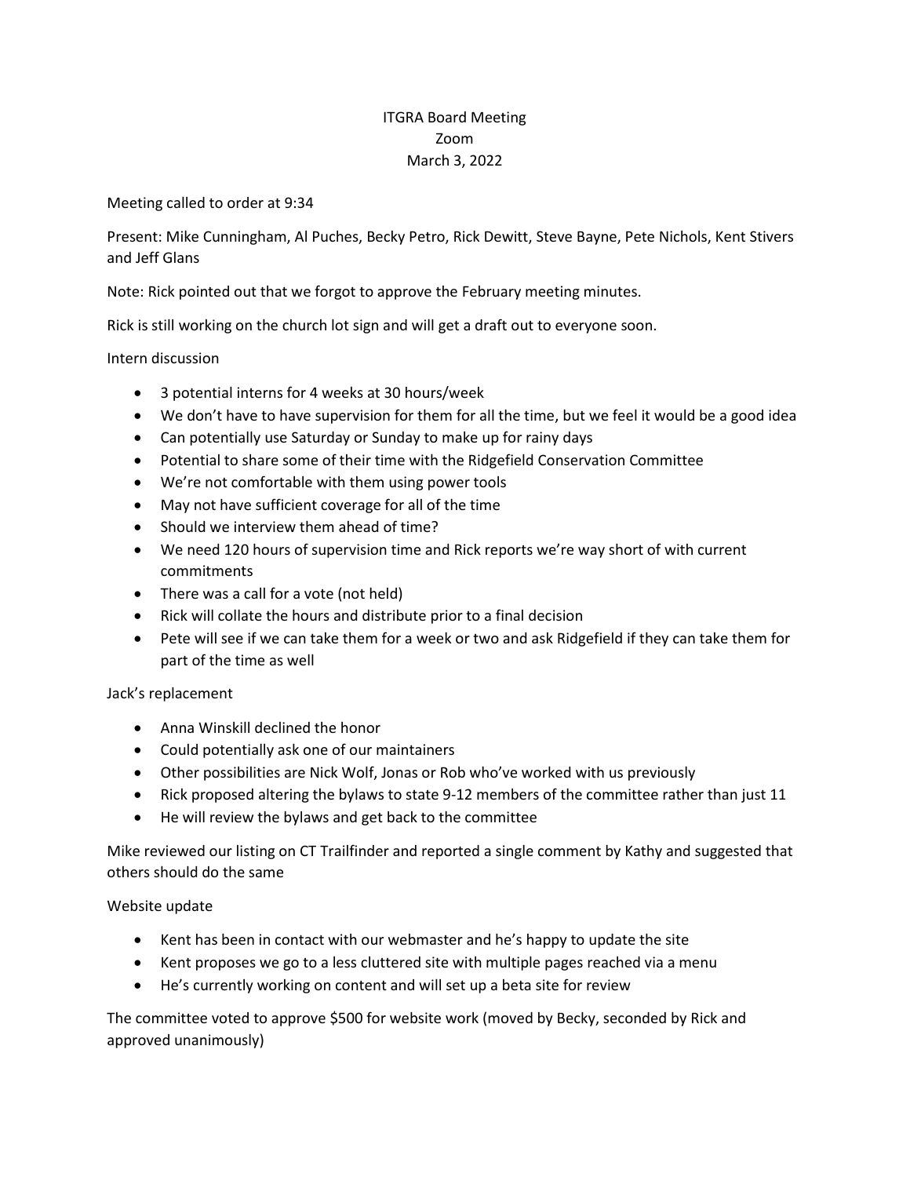# ITGRA Board Meeting
## Zoom
## March 3, 2022

Meeting called to order at 9:34

Present: Mike Cunningham, Al Puches, Becky Petro, Rick Dewitt, Steve Bayne, Pete Nichols, Kent Stivers and Jeff Glans

Note: Rick pointed out that we forgot to approve the February meeting minutes.

Rick is still working on the church lot sign and will get a draft out to everyone soon.

Intern discussion

- 3 potential interns for 4 weeks at 30 hours/week
- We don't have to have supervision for them for all the time, but we feel it would be a good idea
- Can potentially use Saturday or Sunday to make up for rainy days
- Potential to share some of their time with the Ridgefield Conservation Committee
- We're not comfortable with them using power tools
- May not have sufficient coverage for all of the time
- Should we interview them ahead of time?
- We need 120 hours of supervision time and Rick reports we're way short of with current commitments
- There was a call for a vote (not held)
- Rick will collate the hours and distribute prior to a final decision
- Pete will see if we can take them for a week or two and ask Ridgefield if they can take them for part of the time as well

Jack's replacement

- Anna Winskill declined the honor
- Could potentially ask one of our maintainers
- Other possibilities are Nick Wolf, Jonas or Rob who've worked with us previously
- Rick proposed altering the bylaws to state 9-12 members of the committee rather than just 11
- He will review the bylaws and get back to the committee

Mike reviewed our listing on CT Trailfinder and reported a single comment by Kathy and suggested that others should do the same

Website update

- Kent has been in contact with our webmaster and he's happy to update the site
- Kent proposes we go to a less cluttered site with multiple pages reached via a menu
- He's currently working on content and will set up a beta site for review

The committee voted to approve $500 for website work (moved by Becky, seconded by Rick and approved unanimously)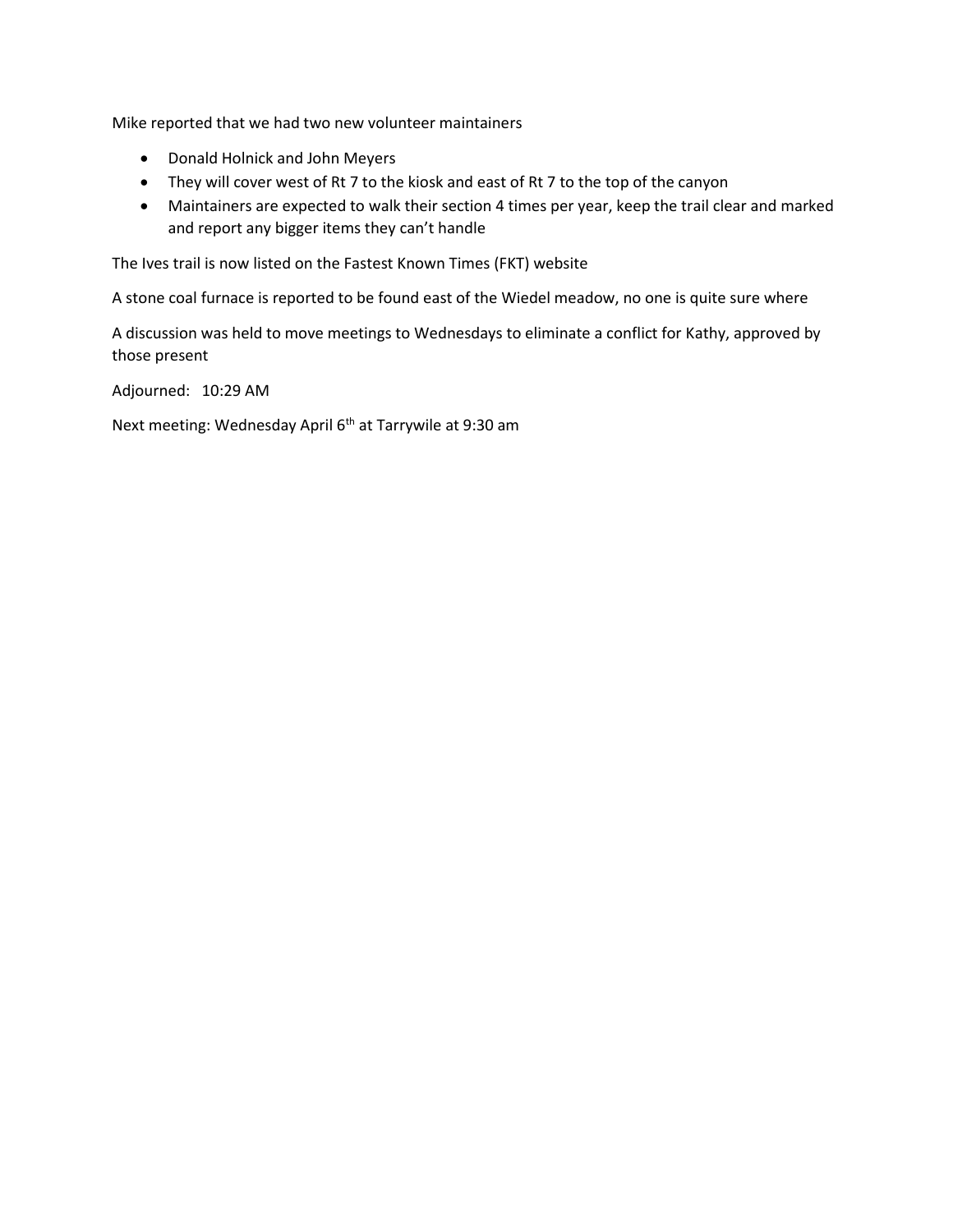Mike reported that we had two new volunteer maintainers

- Donald Holnick and John Meyers
- They will cover west of Rt 7 to the kiosk and east of Rt 7 to the top of the canyon
- Maintainers are expected to walk their section 4 times per year, keep the trail clear and marked and report any bigger items they can't handle

The Ives trail is now listed on the Fastest Known Times (FKT) website

A stone coal furnace is reported to be found east of the Wiedel meadow, no one is quite sure where

A discussion was held to move meetings to Wednesdays to eliminate a conflict for Kathy, approved by those present

Adjourned: 10:29 AM

Next meeting: Wednesday April 6th at Tarrywile at 9:30 am